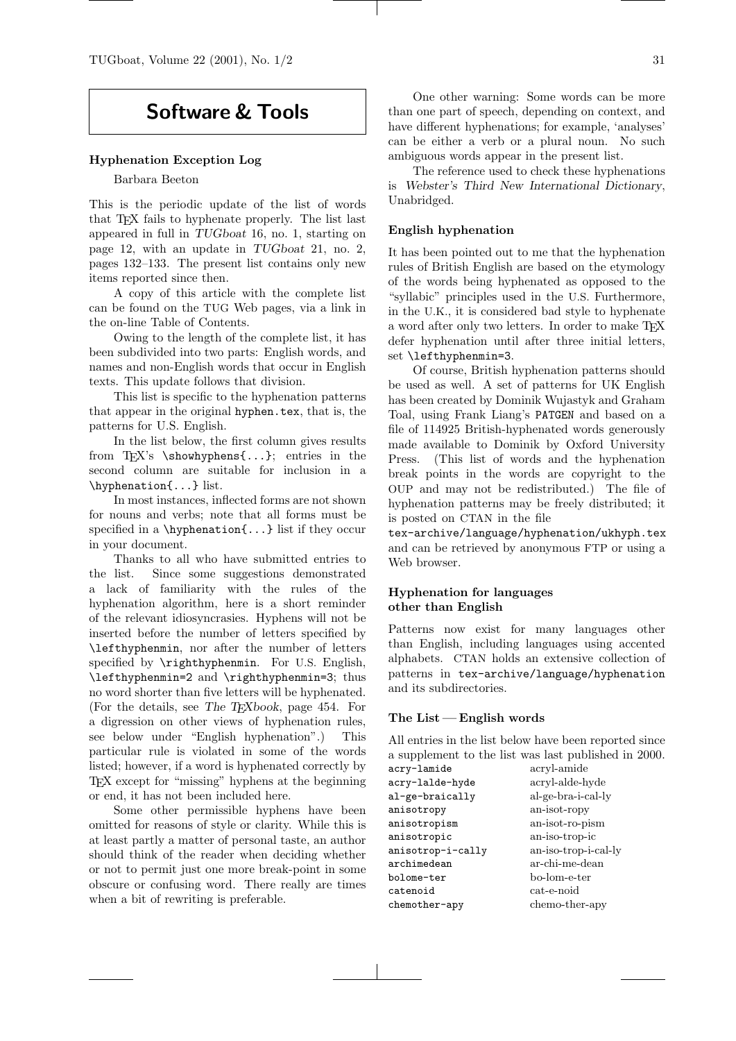# Software & Tools

## Hyphenation Exception Log

Barbara Beeton

This is the periodic update of the list of words that TeX fails to hyphenate properly. The list last appeared in full in *TUGboat* 16, no. 1, starting on page 12, with an update in *TUGboat* 21, no. 2, pages 132–133. The present list contains only new items reported since then.

A copy of this article with the complete list can be found on the TUG Web pages, via a link in the on-line Table of Contents.

Owing to the length of the complete list, it has been subdivided into two parts: English words, and names and non-English words that occur in English texts. This update follows that division.

This list is specific to the hyphenation patterns that appear in the original `hyphen.tex`, that is, the patterns for U.S. English.

In the list below, the first column gives results from TeX's `\showhyphens{...}`; entries in the second column are suitable for inclusion in a `\hyphenation{...}` list.

In most instances, inflected forms are not shown for nouns and verbs; note that all forms must be specified in a `\hyphenation{...}` list if they occur in your document.

Thanks to all who have submitted entries to the list. Since some suggestions demonstrated a lack of familiarity with the rules of the hyphenation algorithm, here is a short reminder of the relevant idiosyncrasies. Hyphens will not be inserted before the number of letters specified by `\lefthyphenmin`, nor after the number of letters specified by `\righthyphenmin`. For U.S. English, `\lefthyphenmin=2` and `\righthyphenmin=3`; thus no word shorter than five letters will be hyphenated. (For the details, see *The TeXbook*, page 454. For a digression on other views of hyphenation rules, see below under "English hyphenation".) This particular rule is violated in some of the words listed; however, if a word is hyphenated correctly by TeX except for "missing" hyphens at the beginning or end, it has not been included here.

Some other permissible hyphens have been omitted for reasons of style or clarity. While this is at least partly a matter of personal taste, an author should think of the reader when deciding whether or not to permit just one more break-point in some obscure or confusing word. There really are times when a bit of rewriting is preferable.

One other warning: Some words can be more than one part of speech, depending on context, and have different hyphenations; for example, 'analyses' can be either a verb or a plural noun. No such ambiguous words appear in the present list.

The reference used to check these hyphenations is *Webster's Third New International Dictionary*, Unabridged.

### English hyphenation

It has been pointed out to me that the hyphenation rules of British English are based on the etymology of the words being hyphenated as opposed to the "syllabic" principles used in the U.S. Furthermore, in the U.K., it is considered bad style to hyphenate a word after only two letters. In order to make TeX defer hyphenation until after three initial letters, set `\lefthyphenmin=3`.

Of course, British hyphenation patterns should be used as well. A set of patterns for UK English has been created by Dominik Wujastyk and Graham Toal, using Frank Liang's PATGEN and based on a file of 114925 British-hyphenated words generously made available to Dominik by Oxford University Press. (This list of words and the hyphenation break points in the words are copyright to the OUP and may not be redistributed.) The file of hyphenation patterns may be freely distributed; it is posted on CTAN in the file
`tex-archive/language/hyphenation/ukhyph.tex`
and can be retrieved by anonymous FTP or using a Web browser.

### Hyphenation for languages other than English

Patterns now exist for many languages other than English, including languages using accented alphabets. CTAN holds an extensive collection of patterns in `tex-archive/language/hyphenation` and its subdirectories.

### The List — English words

All entries in the list below have been reported since a supplement to the list was last published in 2000.

| | |
|---|---|
| `acry-lamide` | acryl-amide |
| `acry-lalde-hyde` | acryl-alde-hyde |
| `al-ge-braically` | al-ge-bra-i-cal-ly |
| `anisotropy` | an-isot-ropy |
| `anisotropism` | an-isot-ro-pism |
| `anisotropic` | an-iso-trop-ic |
| `anisotrop-i-cally` | an-iso-trop-i-cal-ly |
| `archimedean` | ar-chi-me-dean |
| `bolome-ter` | bo-lom-e-ter |
| `catenoid` | cat-e-noid |
| `chemother-apy` | chemo-ther-apy |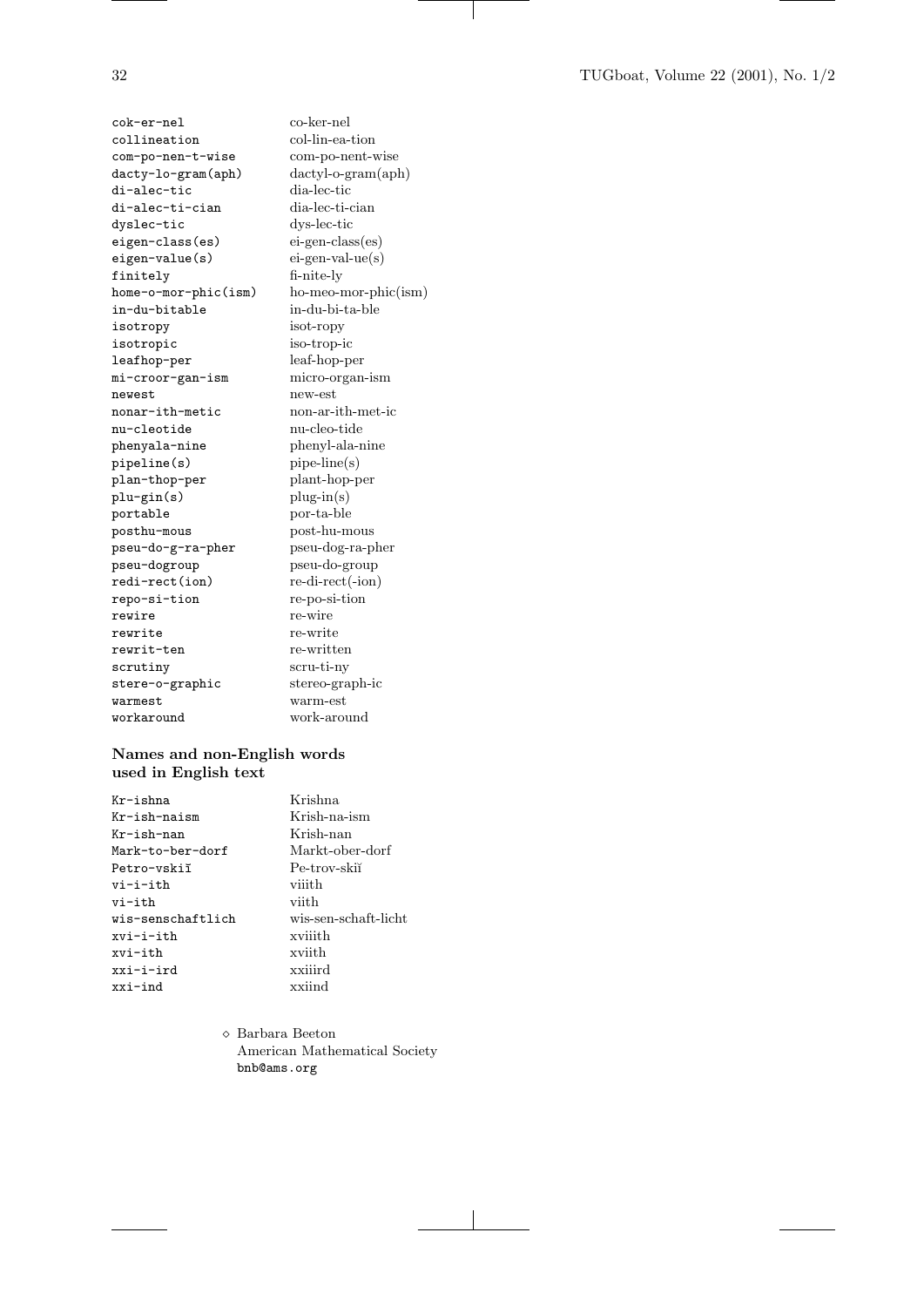| | |
|---|---|
| `cok-er-nel` | co-ker-nel |
| `collineation` | col-lin-ea-tion |
| `com-po-nen-t-wise` | com-po-nent-wise |
| `dacty-lo-gram(aph)` | dactyl-o-gram(aph) |
| `di-alec-tic` | dia-lec-tic |
| `di-alec-ti-cian` | dia-lec-ti-cian |
| `dyslec-tic` | dys-lec-tic |
| `eigen-class(es)` | ei-gen-class(es) |
| `eigen-value(s)` | ei-gen-val-ue(s) |
| `finitely` | fi-nite-ly |
| `home-o-mor-phic(ism)` | ho-meo-mor-phic(ism) |
| `in-du-bitable` | in-du-bi-ta-ble |
| `isotropy` | isot-ropy |
| `isotropic` | iso-trop-ic |
| `leafhop-per` | leaf-hop-per |
| `mi-croor-gan-ism` | micro-organ-ism |
| `newest` | new-est |
| `nonar-ith-metic` | non-ar-ith-met-ic |
| `nu-cleotide` | nu-cleo-tide |
| `phenyala-nine` | phenyl-ala-nine |
| `pipeline(s)` | pipe-line(s) |
| `plan-thop-per` | plant-hop-per |
| `plu-gin(s)` | plug-in(s) |
| `portable` | por-ta-ble |
| `posthu-mous` | post-hu-mous |
| `pseu-do-g-ra-pher` | pseu-dog-ra-pher |
| `pseu-dogroup` | pseu-do-group |
| `redi-rect(ion)` | re-di-rect(-ion) |
| `repo-si-tion` | re-po-si-tion |
| `rewire` | re-wire |
| `rewrite` | re-write |
| `rewrit-ten` | re-written |
| `scrutiny` | scru-ti-ny |
| `stere-o-graphic` | stereo-graph-ic |
| `warmest` | warm-est |
| `workaround` | work-around |

### Names and non-English words used in English text

| | |
|---|---|
| `Kr-ishna` | Krishna |
| `Kr-ish-naism` | Krish-na-ism |
| `Kr-ish-nan` | Krish-nan |
| `Mark-to-ber-dorf` | Markt-ober-dorf |
| `Petro-vskiĭ` | Pe-trov-skiĭ |
| `vi-i-ith` | viiith |
| `vi-ith` | viith |
| `wis-senschaftlich` | wis-sen-schaft-licht |
| `xvi-i-ith` | xviiith |
| `xvi-ith` | xviith |
| `xxi-i-ird` | xxiiird |
| `xxi-ind` | xxiind |

◇ Barbara Beeton
American Mathematical Society
bnb@ams.org